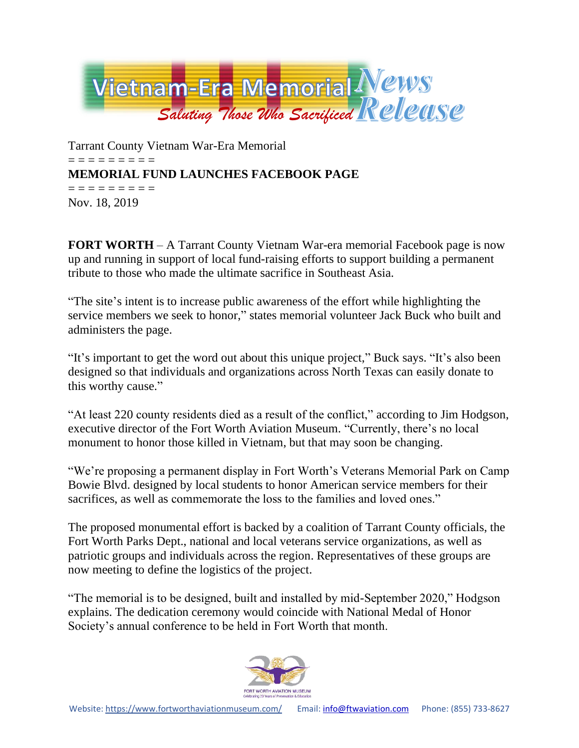# Vietnam-Era Memorial News Release

*Saluting Those Who Sacrificed*

Tarrant County Vietnam War-Era Memorial

= = = = = = = = =

**MEMORIAL FUND LAUNCHES FACEBOOK PAGE**

= = = = = = = = =

Nov. 18, 2019

**FORT WORTH** – A Tarrant County Vietnam War-era memorial Facebook page is now up and running in support of local fund-raising efforts to support building a permanent tribute to those who made the ultimate sacrifice in Southeast Asia.

"The site's intent is to increase public awareness of the effort while highlighting the service members we seek to honor," states memorial volunteer Jack Buck who built and administers the page.

"It's important to get the word out about this unique project," Buck says. "It's also been designed so that individuals and organizations across North Texas can easily donate to this worthy cause."

"At least 220 county residents died as a result of the conflict," according to Jim Hodgson, executive director of the Fort Worth Aviation Museum. "Currently, there's no local monument to honor those killed in Vietnam, but that may soon be changing.

"We're proposing a permanent display in Fort Worth's Veterans Memorial Park on Camp Bowie Blvd. designed by local students to honor American service members for their sacrifices, as well as commemorate the loss to the families and loved ones."

The proposed monumental effort is backed by a coalition of Tarrant County officials, the Fort Worth Parks Dept., national and local veterans service organizations, as well as patriotic groups and individuals across the region. Representatives of these groups are now meeting to define the logistics of the project.

"The memorial is to be designed, built and installed by mid-September 2020," Hodgson explains. The dedication ceremony would coincide with National Medal of Honor Society's annual conference to be held in Fort Worth that month.

FORT WORTH AVIATION MUSEUM
Celebrating 20 Years of Preservation & Education

Website: https://www.fortworthaviationmuseum.com/ Email: info@ftwaviation.com Phone: (855) 733-8627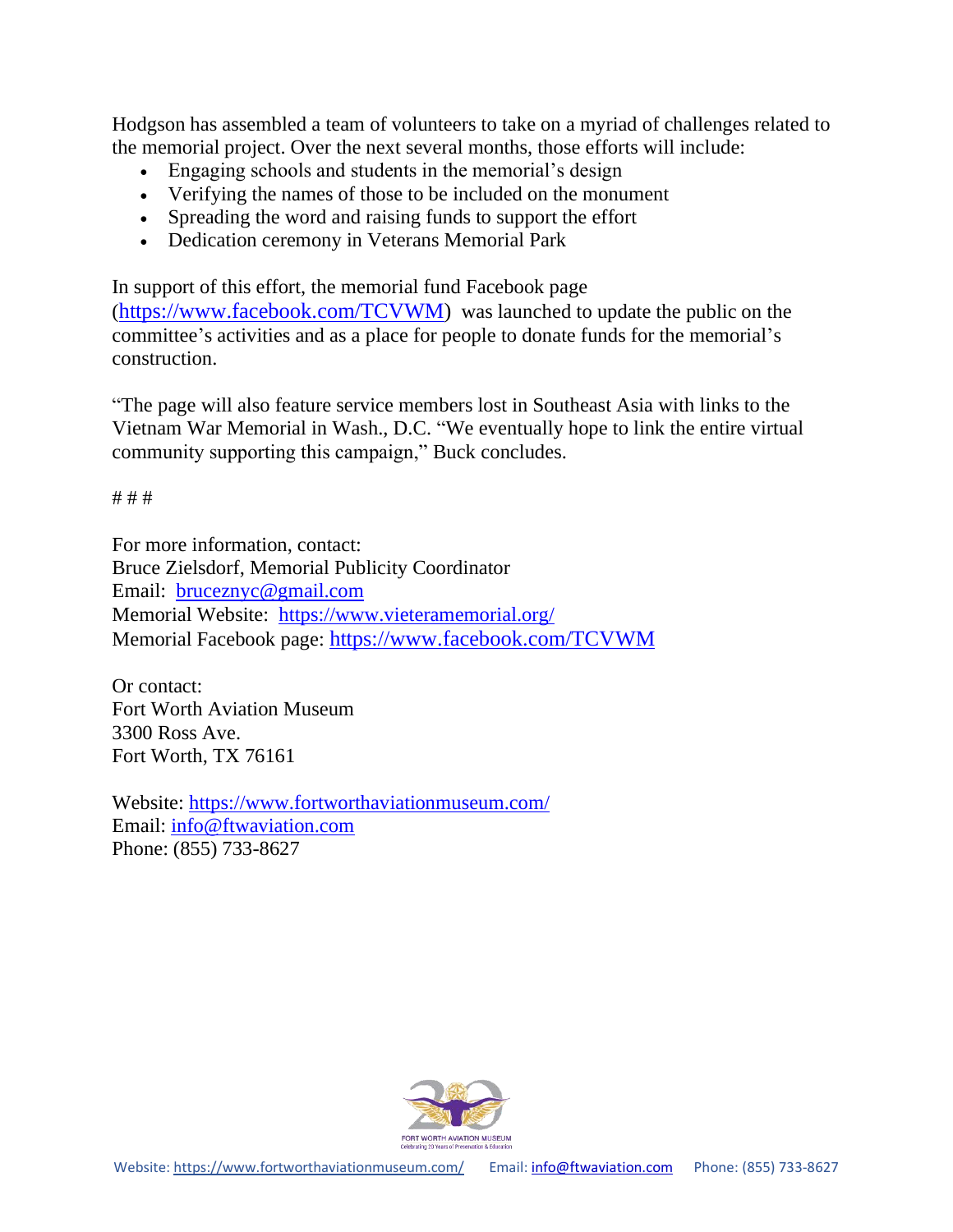Hodgson has assembled a team of volunteers to take on a myriad of challenges related to the memorial project. Over the next several months, those efforts will include:

- Engaging schools and students in the memorial's design
- Verifying the names of those to be included on the monument
- Spreading the word and raising funds to support the effort
- Dedication ceremony in Veterans Memorial Park

In support of this effort, the memorial fund Facebook page (https://www.facebook.com/TCVWM) was launched to update the public on the committee's activities and as a place for people to donate funds for the memorial's construction.

"The page will also feature service members lost in Southeast Asia with links to the Vietnam War Memorial in Wash., D.C. "We eventually hope to link the entire virtual community supporting this campaign," Buck concludes.

# # #

For more information, contact:
Bruce Zielsdorf, Memorial Publicity Coordinator
Email: bruceznyc@gmail.com
Memorial Website: https://www.vieteramemorial.org/
Memorial Facebook page: https://www.facebook.com/TCVWM

Or contact:
Fort Worth Aviation Museum
3300 Ross Ave.
Fort Worth, TX 76161

Website: https://www.fortworthaviationmuseum.com/
Email: info@ftwaviation.com
Phone: (855) 733-8627